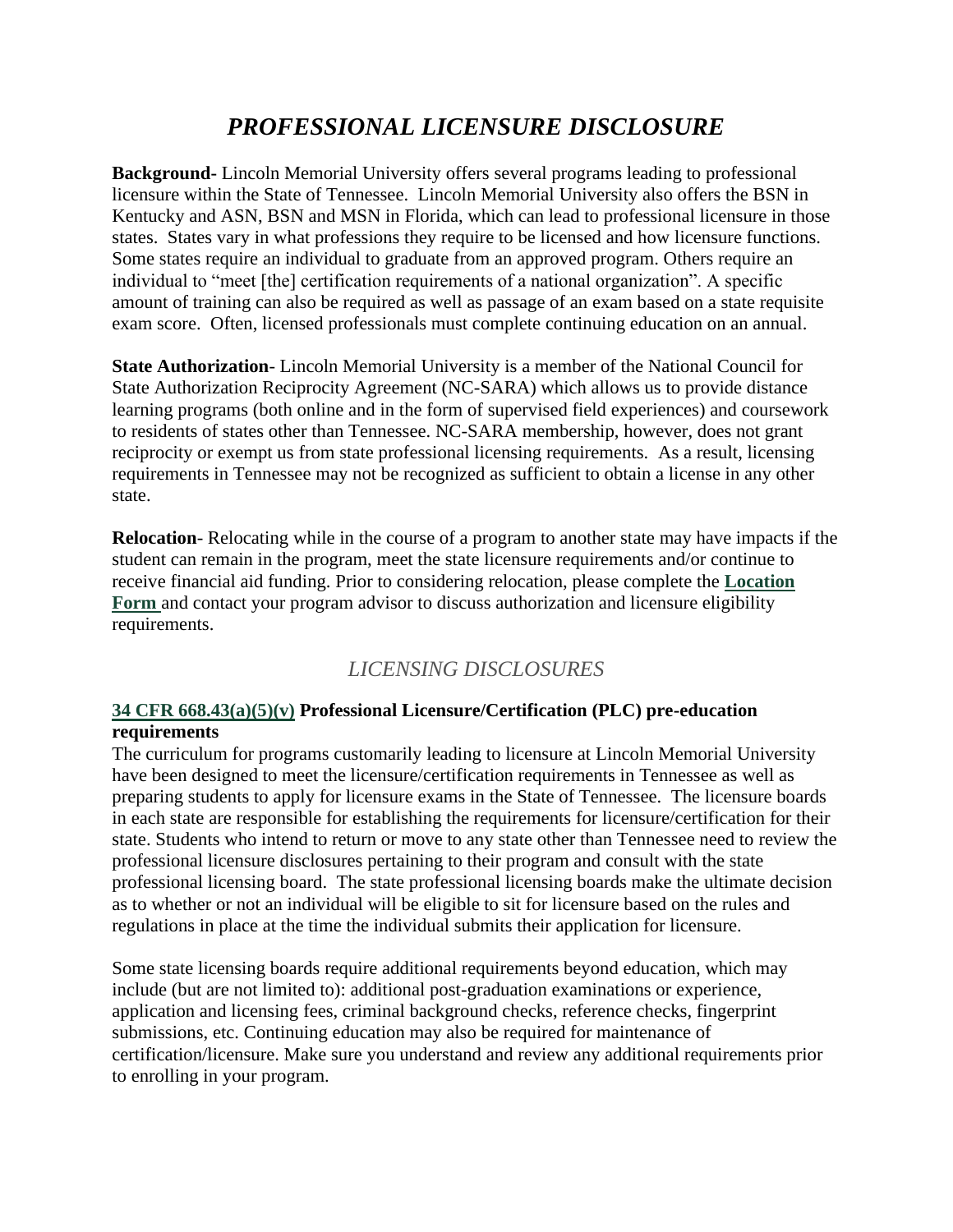# *PROFESSIONAL LICENSURE DISCLOSURE*

**Background**- Lincoln Memorial University offers several programs leading to professional licensure within the State of Tennessee. Lincoln Memorial University also offers the BSN in Kentucky and ASN, BSN and MSN in Florida, which can lead to professional licensure in those states. States vary in what professions they require to be licensed and how licensure functions. Some states require an individual to graduate from an approved program. Others require an individual to "meet [the] certification requirements of a national organization". A specific amount of training can also be required as well as passage of an exam based on a state requisite exam score. Often, licensed professionals must complete continuing education on an annual.

**State Authorization**- Lincoln Memorial University is a member of the National Council for State Authorization Reciprocity Agreement (NC-SARA) which allows us to provide distance learning programs (both online and in the form of supervised field experiences) and coursework to residents of states other than Tennessee. NC-SARA membership, however, does not grant reciprocity or exempt us from state professional licensing requirements. As a result, licensing requirements in Tennessee may not be recognized as sufficient to obtain a license in any other state.

**Relocation**- Relocating while in the course of a program to another state may have impacts if the student can remain in the program, meet the state licensure requirements and/or continue to receive financial aid funding. Prior to considering relocation, please complete the **Location Form** and contact your program advisor to discuss authorization and licensure eligibility requirements.

## *LICENSING DISCLOSURES*

**34 CFR 668.43(a)(5)(v) Professional Licensure/Certification (PLC) pre-education requirements**

The curriculum for programs customarily leading to licensure at Lincoln Memorial University have been designed to meet the licensure/certification requirements in Tennessee as well as preparing students to apply for licensure exams in the State of Tennessee. The licensure boards in each state are responsible for establishing the requirements for licensure/certification for their state. Students who intend to return or move to any state other than Tennessee need to review the professional licensure disclosures pertaining to their program and consult with the state professional licensing board. The state professional licensing boards make the ultimate decision as to whether or not an individual will be eligible to sit for licensure based on the rules and regulations in place at the time the individual submits their application for licensure.

Some state licensing boards require additional requirements beyond education, which may include (but are not limited to): additional post-graduation examinations or experience, application and licensing fees, criminal background checks, reference checks, fingerprint submissions, etc. Continuing education may also be required for maintenance of certification/licensure. Make sure you understand and review any additional requirements prior to enrolling in your program.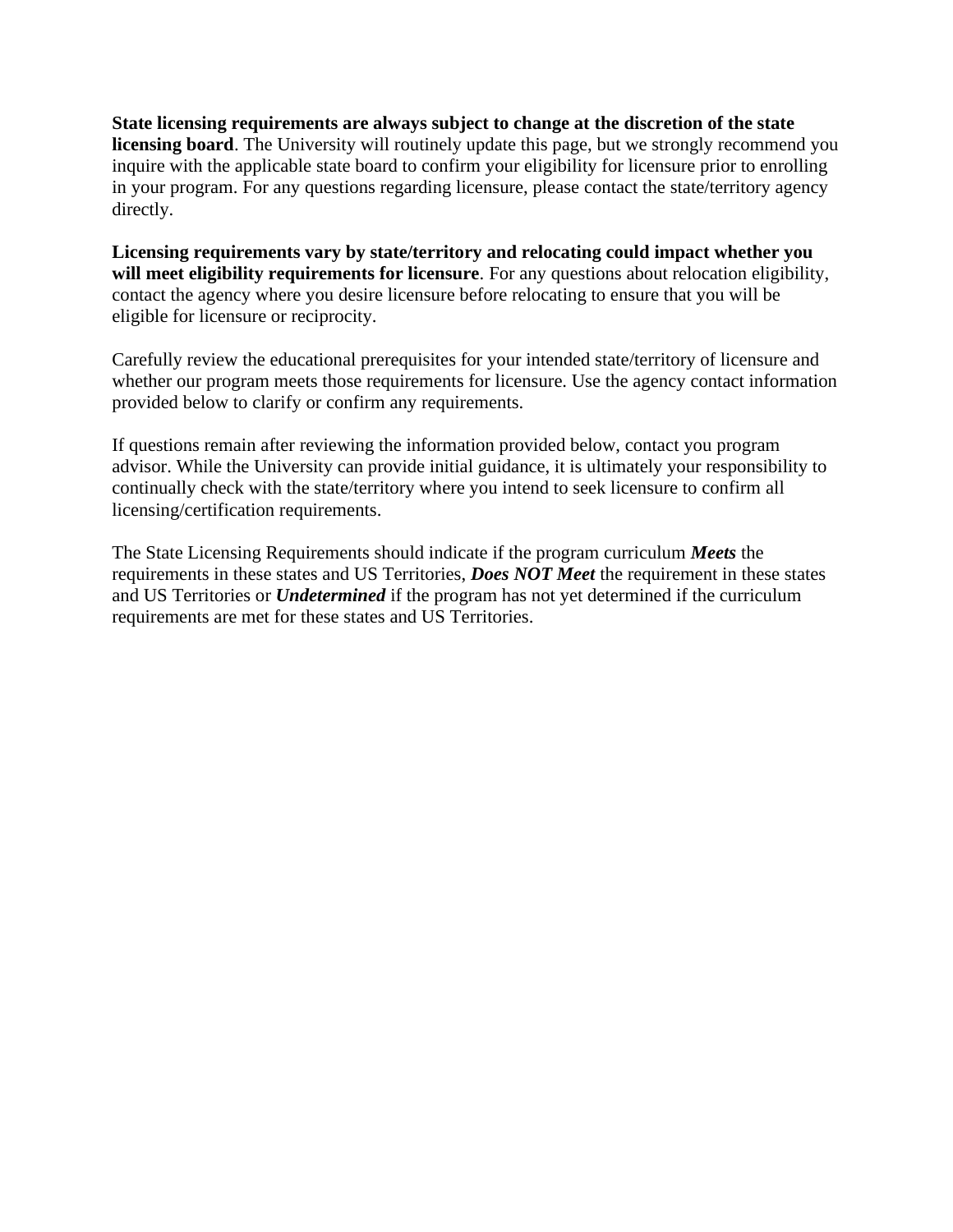**State licensing requirements are always subject to change at the discretion of the state licensing board**. The University will routinely update this page, but we strongly recommend you inquire with the applicable state board to confirm your eligibility for licensure prior to enrolling in your program. For any questions regarding licensure, please contact the state/territory agency directly.

**Licensing requirements vary by state/territory and relocating could impact whether you will meet eligibility requirements for licensure**. For any questions about relocation eligibility, contact the agency where you desire licensure before relocating to ensure that you will be eligible for licensure or reciprocity.

Carefully review the educational prerequisites for your intended state/territory of licensure and whether our program meets those requirements for licensure. Use the agency contact information provided below to clarify or confirm any requirements.

If questions remain after reviewing the information provided below, contact you program advisor. While the University can provide initial guidance, it is ultimately your responsibility to continually check with the state/territory where you intend to seek licensure to confirm all licensing/certification requirements.

The State Licensing Requirements should indicate if the program curriculum ***Meets*** the requirements in these states and US Territories, ***Does NOT Meet*** the requirement in these states and US Territories or ***Undetermined*** if the program has not yet determined if the curriculum requirements are met for these states and US Territories.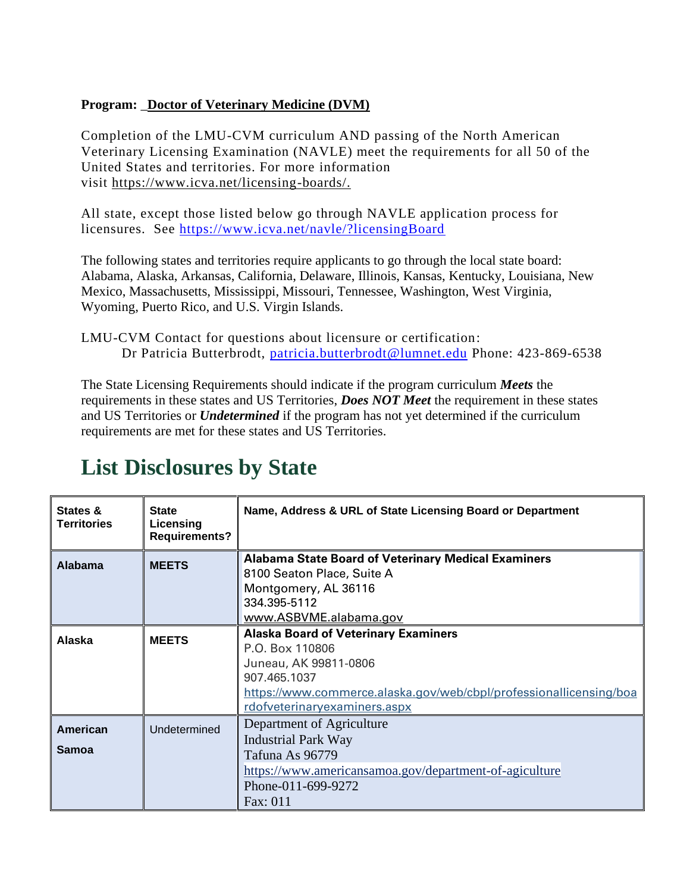**Program: _Doctor of Veterinary Medicine (DVM)**

Completion of the LMU-CVM curriculum AND passing of the North American Veterinary Licensing Examination (NAVLE) meet the requirements for all 50 of the United States and territories. For more information visit https://www.icva.net/licensing-boards/.

All state, except those listed below go through NAVLE application process for licensures. See https://www.icva.net/navle/?licensingBoard

The following states and territories require applicants to go through the local state board: Alabama, Alaska, Arkansas, California, Delaware, Illinois, Kansas, Kentucky, Louisiana, New Mexico, Massachusetts, Mississippi, Missouri, Tennessee, Washington, West Virginia, Wyoming, Puerto Rico, and U.S. Virgin Islands.

LMU-CVM Contact for questions about licensure or certification:
Dr Patricia Butterbrodt, patricia.butterbrodt@lumnet.edu Phone: 423-869-6538

The State Licensing Requirements should indicate if the program curriculum ***Meets*** the requirements in these states and US Territories, ***Does NOT Meet*** the requirement in these states and US Territories or ***Undetermined*** if the program has not yet determined if the curriculum requirements are met for these states and US Territories.

# List Disclosures by State

| States & Territories | State Licensing Requirements? | Name, Address & URL of State Licensing Board or Department |
|---|---|---|
| **Alabama** | **MEETS** | **Alabama State Board of Veterinary Medical Examiners**<br>8100 Seaton Place, Suite A<br>Montgomery, AL 36116<br>334.395-5112<br>www.ASBVME.alabama.gov |
| **Alaska** | **MEETS** | **Alaska Board of Veterinary Examiners**<br>P.O. Box 110806<br>Juneau, AK 99811-0806<br>907.465.1037<br>https://www.commerce.alaska.gov/web/cbpl/professionallicensing/boardofveterinaryexaminers.aspx |
| **American Samoa** | Undetermined | Department of Agriculture<br>Industrial Park Way<br>Tafuna As 96779<br>https://www.americansamoa.gov/department-of-agiculture<br>Phone-011-699-9272<br>Fax: 011 |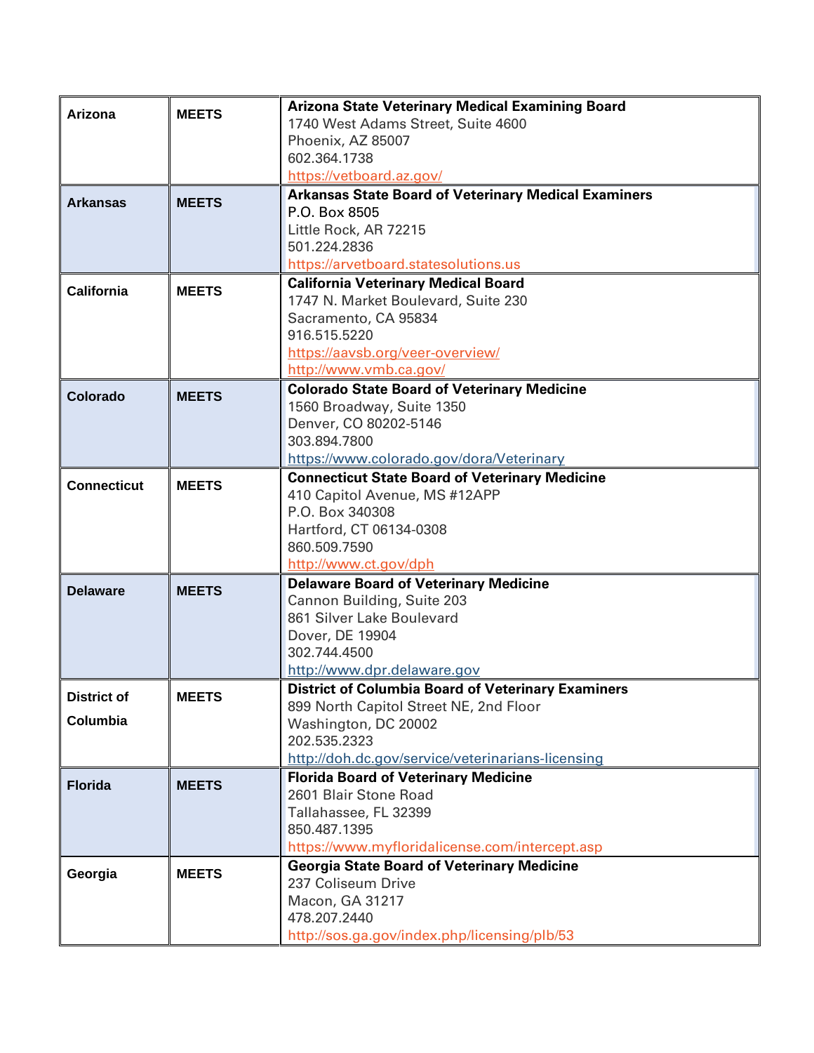| | | |
|---|---|---|
| **Arizona** | **MEETS** | **Arizona State Veterinary Medical Examining Board**<br>1740 West Adams Street, Suite 4600<br>Phoenix, AZ 85007<br>602.364.1738<br>https://vetboard.az.gov/ |
| **Arkansas** | **MEETS** | **Arkansas State Board of Veterinary Medical Examiners**<br>P.O. Box 8505<br>Little Rock, AR 72215<br>501.224.2836<br>https://arvetboard.statesolutions.us |
| **California** | **MEETS** | **California Veterinary Medical Board**<br>1747 N. Market Boulevard, Suite 230<br>Sacramento, CA 95834<br>916.515.5220<br>https://aavsb.org/veer-overview/<br>http://www.vmb.ca.gov/ |
| **Colorado** | **MEETS** | **Colorado State Board of Veterinary Medicine**<br>1560 Broadway, Suite 1350<br>Denver, CO 80202-5146<br>303.894.7800<br>https://www.colorado.gov/dora/Veterinary |
| **Connecticut** | **MEETS** | **Connecticut State Board of Veterinary Medicine**<br>410 Capitol Avenue, MS #12APP<br>P.O. Box 340308<br>Hartford, CT 06134-0308<br>860.509.7590<br>http://www.ct.gov/dph |
| **Delaware** | **MEETS** | **Delaware Board of Veterinary Medicine**<br>Cannon Building, Suite 203<br>861 Silver Lake Boulevard<br>Dover, DE 19904<br>302.744.4500<br>http://www.dpr.delaware.gov |
| **District of Columbia** | **MEETS** | **District of Columbia Board of Veterinary Examiners**<br>899 North Capitol Street NE, 2nd Floor<br>Washington, DC 20002<br>202.535.2323<br>http://doh.dc.gov/service/veterinarians-licensing |
| **Florida** | **MEETS** | **Florida Board of Veterinary Medicine**<br>2601 Blair Stone Road<br>Tallahassee, FL 32399<br>850.487.1395<br>https://www.myfloridalicense.com/intercept.asp |
| **Georgia** | **MEETS** | **Georgia State Board of Veterinary Medicine**<br>237 Coliseum Drive<br>Macon, GA 31217<br>478.207.2440<br>http://sos.ga.gov/index.php/licensing/plb/53 |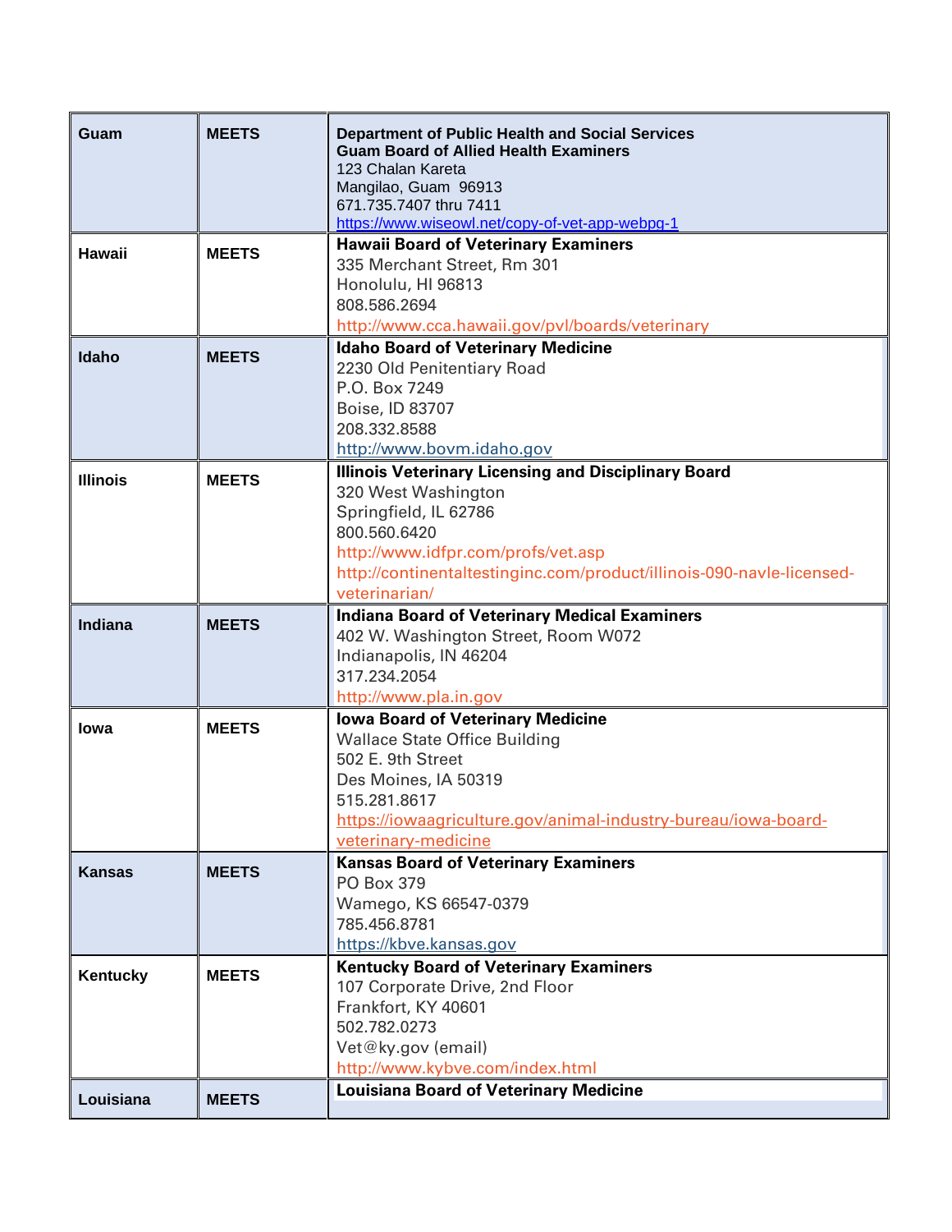| | | |
|---|---|---|
| **Guam** | **MEETS** | **Department of Public Health and Social Services**<br>**Guam Board of Allied Health Examiners**<br>123 Chalan Kareta<br>Mangilao, Guam 96913<br>671.735.7407 thru 7411<br>https://www.wiseowl.net/copy-of-vet-app-webpg-1 |
| **Hawaii** | **MEETS** | **Hawaii Board of Veterinary Examiners**<br>335 Merchant Street, Rm 301<br>Honolulu, HI 96813<br>808.586.2694<br>http://www.cca.hawaii.gov/pvl/boards/veterinary |
| **Idaho** | **MEETS** | **Idaho Board of Veterinary Medicine**<br>2230 Old Penitentiary Road<br>P.O. Box 7249<br>Boise, ID 83707<br>208.332.8588<br>http://www.bovm.idaho.gov |
| **Illinois** | **MEETS** | **Illinois Veterinary Licensing and Disciplinary Board**<br>320 West Washington<br>Springfield, IL 62786<br>800.560.6420<br>http://www.idfpr.com/profs/vet.asp<br>http://continentaltestinginc.com/product/illinois-090-navle-licensed-veterinarian/ |
| **Indiana** | **MEETS** | **Indiana Board of Veterinary Medical Examiners**<br>402 W. Washington Street, Room W072<br>Indianapolis, IN 46204<br>317.234.2054<br>http://www.pla.in.gov |
| **Iowa** | **MEETS** | **Iowa Board of Veterinary Medicine**<br>Wallace State Office Building<br>502 E. 9th Street<br>Des Moines, IA 50319<br>515.281.8617<br>https://iowaagriculture.gov/animal-industry-bureau/iowa-board-veterinary-medicine |
| **Kansas** | **MEETS** | **Kansas Board of Veterinary Examiners**<br>PO Box 379<br>Wamego, KS 66547-0379<br>785.456.8781<br>https://kbve.kansas.gov |
| **Kentucky** | **MEETS** | **Kentucky Board of Veterinary Examiners**<br>107 Corporate Drive, 2nd Floor<br>Frankfort, KY 40601<br>502.782.0273<br>Vet@ky.gov (email)<br>http://www.kybve.com/index.html |
| **Louisiana** | **MEETS** | **Louisiana Board of Veterinary Medicine** |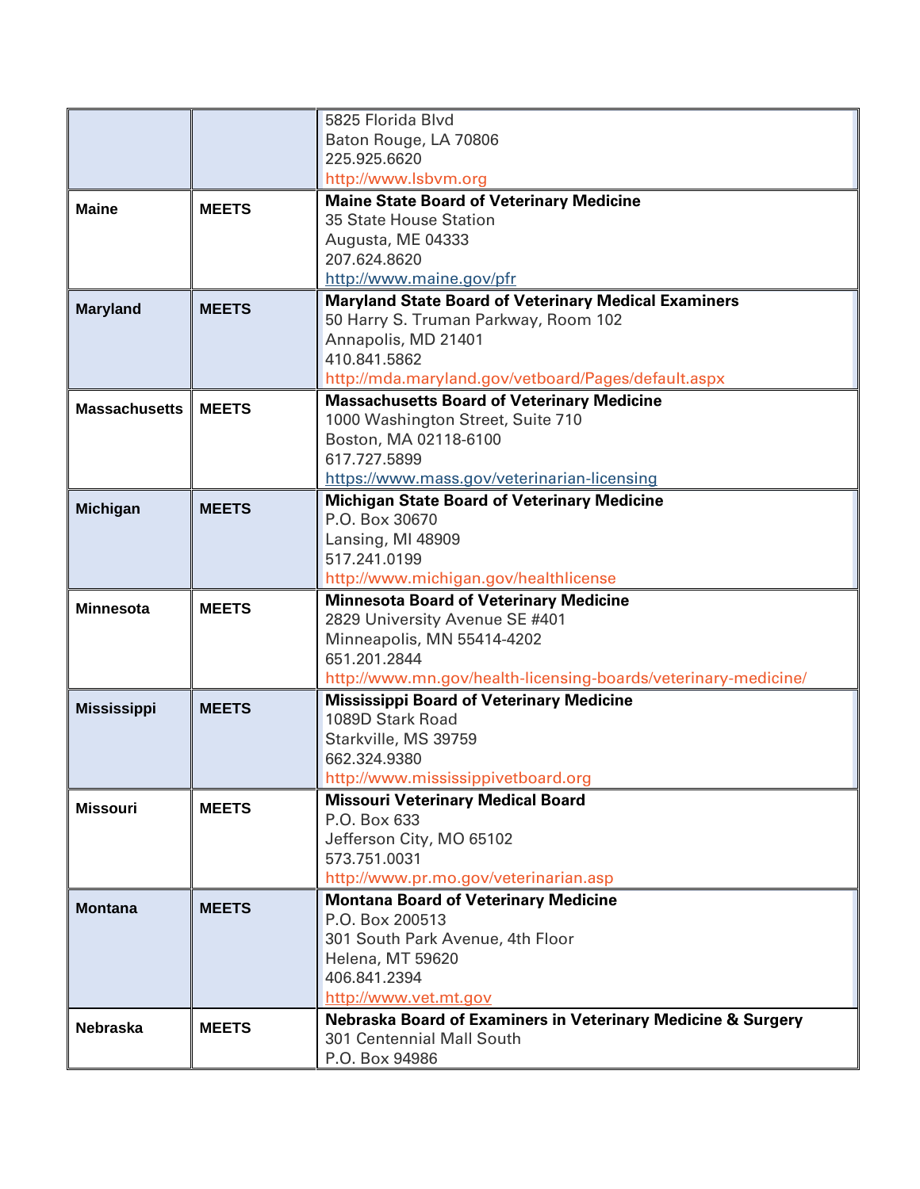| | | |
|---|---|---|
| | | 5825 Florida Blvd<br>Baton Rouge, LA 70806<br>225.925.6620<br>http://www.lsbvm.org |
| **Maine** | **MEETS** | **Maine State Board of Veterinary Medicine**<br>35 State House Station<br>Augusta, ME 04333<br>207.624.8620<br>http://www.maine.gov/pfr |
| **Maryland** | **MEETS** | **Maryland State Board of Veterinary Medical Examiners**<br>50 Harry S. Truman Parkway, Room 102<br>Annapolis, MD 21401<br>410.841.5862<br>http://mda.maryland.gov/vetboard/Pages/default.aspx |
| **Massachusetts** | **MEETS** | **Massachusetts Board of Veterinary Medicine**<br>1000 Washington Street, Suite 710<br>Boston, MA 02118-6100<br>617.727.5899<br>https://www.mass.gov/veterinarian-licensing |
| **Michigan** | **MEETS** | **Michigan State Board of Veterinary Medicine**<br>P.O. Box 30670<br>Lansing, MI 48909<br>517.241.0199<br>http://www.michigan.gov/healthlicense |
| **Minnesota** | **MEETS** | **Minnesota Board of Veterinary Medicine**<br>2829 University Avenue SE #401<br>Minneapolis, MN 55414-4202<br>651.201.2844<br>http://www.mn.gov/health-licensing-boards/veterinary-medicine/ |
| **Mississippi** | **MEETS** | **Mississippi Board of Veterinary Medicine**<br>1089D Stark Road<br>Starkville, MS 39759<br>662.324.9380<br>http://www.mississippivetboard.org |
| **Missouri** | **MEETS** | **Missouri Veterinary Medical Board**<br>P.O. Box 633<br>Jefferson City, MO 65102<br>573.751.0031<br>http://www.pr.mo.gov/veterinarian.asp |
| **Montana** | **MEETS** | **Montana Board of Veterinary Medicine**<br>P.O. Box 200513<br>301 South Park Avenue, 4th Floor<br>Helena, MT 59620<br>406.841.2394<br>http://www.vet.mt.gov |
| **Nebraska** | **MEETS** | **Nebraska Board of Examiners in Veterinary Medicine & Surgery**<br>301 Centennial Mall South<br>P.O. Box 94986 |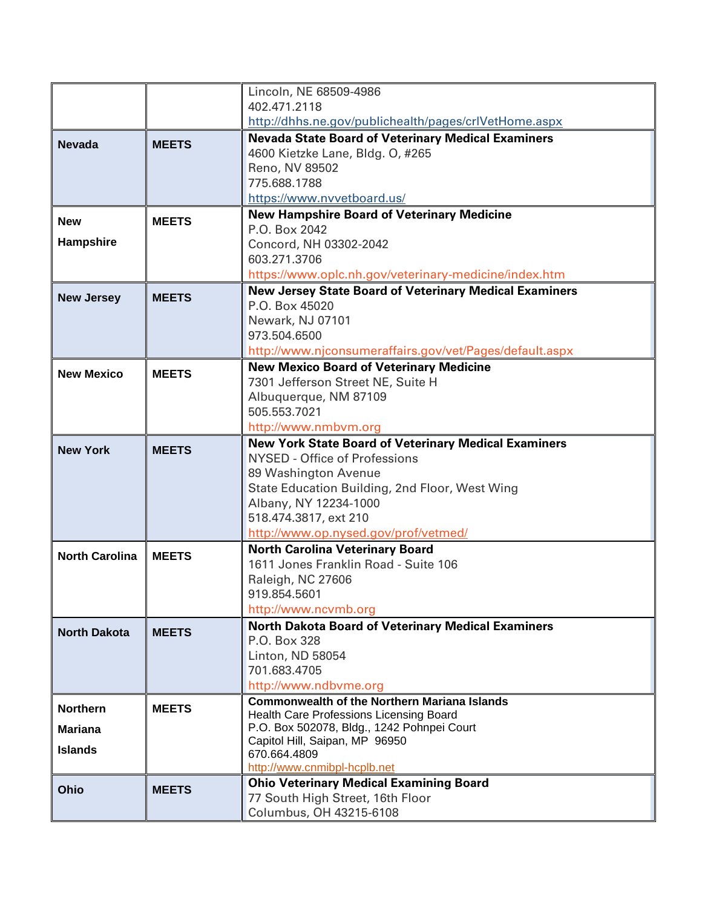| | | |
|---|---|---|
| | | Lincoln, NE 68509-4986<br>402.471.2118<br>http://dhhs.ne.gov/publichealth/pages/crlVetHome.aspx |
| **Nevada** | **MEETS** | **Nevada State Board of Veterinary Medical Examiners**<br>4600 Kietzke Lane, Bldg. O, #265<br>Reno, NV 89502<br>775.688.1788<br>https://www.nvvetboard.us/ |
| **New Hampshire** | **MEETS** | **New Hampshire Board of Veterinary Medicine**<br>P.O. Box 2042<br>Concord, NH 03302-2042<br>603.271.3706<br>https://www.oplc.nh.gov/veterinary-medicine/index.htm |
| **New Jersey** | **MEETS** | **New Jersey State Board of Veterinary Medical Examiners**<br>P.O. Box 45020<br>Newark, NJ 07101<br>973.504.6500<br>http://www.njconsumeraffairs.gov/vet/Pages/default.aspx |
| **New Mexico** | **MEETS** | **New Mexico Board of Veterinary Medicine**<br>7301 Jefferson Street NE, Suite H<br>Albuquerque, NM 87109<br>505.553.7021<br>http://www.nmbvm.org |
| **New York** | **MEETS** | **New York State Board of Veterinary Medical Examiners**<br>NYSED - Office of Professions<br>89 Washington Avenue<br>State Education Building, 2nd Floor, West Wing<br>Albany, NY 12234-1000<br>518.474.3817, ext 210<br>http://www.op.nysed.gov/prof/vetmed/ |
| **North Carolina** | **MEETS** | **North Carolina Veterinary Board**<br>1611 Jones Franklin Road - Suite 106<br>Raleigh, NC 27606<br>919.854.5601<br>http://www.ncvmb.org |
| **North Dakota** | **MEETS** | **North Dakota Board of Veterinary Medical Examiners**<br>P.O. Box 328<br>Linton, ND 58054<br>701.683.4705<br>http://www.ndbvme.org |
| **Northern Mariana Islands** | **MEETS** | **Commonwealth of the Northern Mariana Islands**<br>Health Care Professions Licensing Board<br>P.O. Box 502078, Bldg., 1242 Pohnpei Court<br>Capitol Hill, Saipan, MP 96950<br>670.664.4809<br>http://www.cnmibpl-hcplb.net |
| **Ohio** | **MEETS** | **Ohio Veterinary Medical Examining Board**<br>77 South High Street, 16th Floor<br>Columbus, OH 43215-6108 |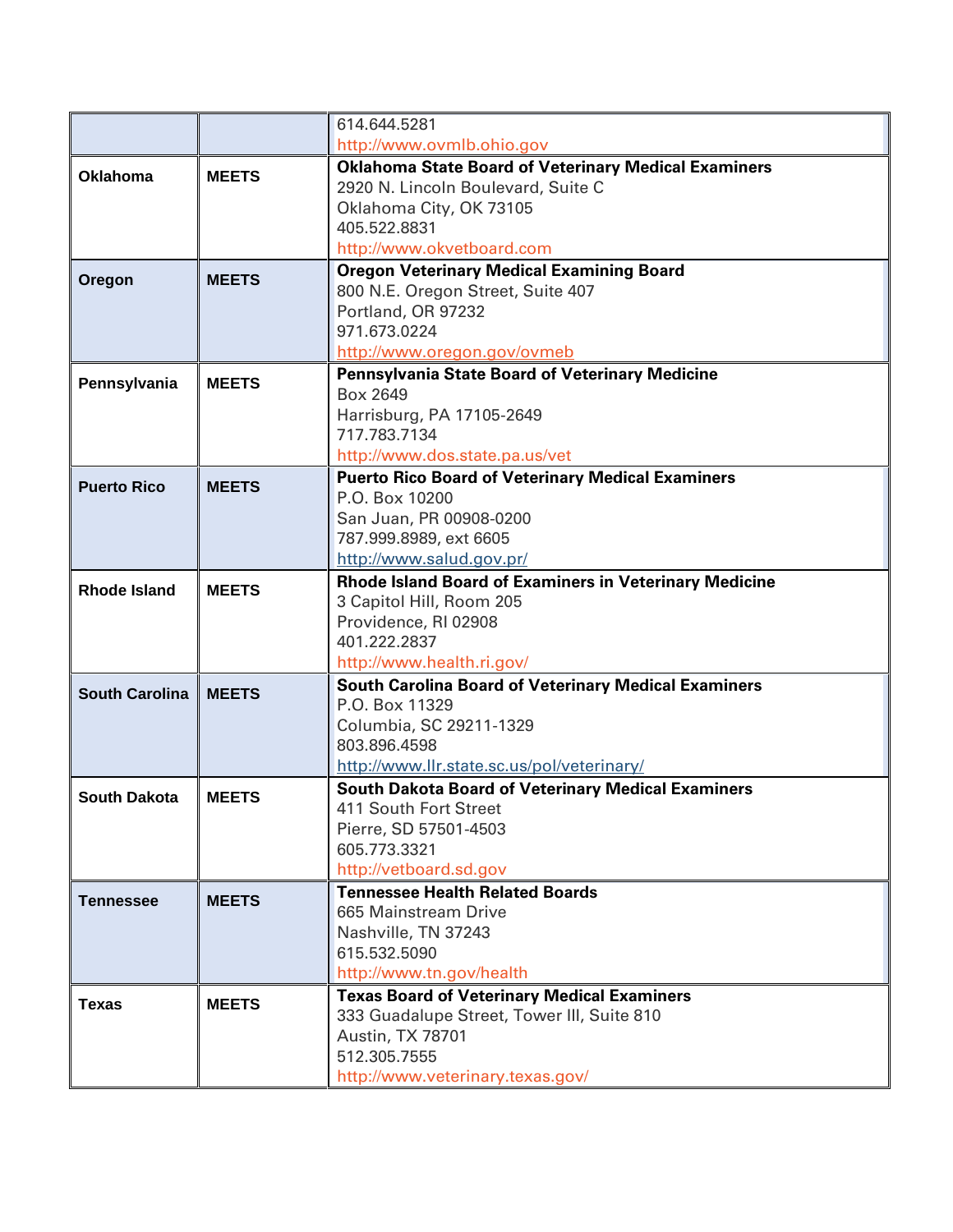| | | |
|---|---|---|
| | | 614.644.5281<br>http://www.ovmlb.ohio.gov |
| **Oklahoma** | **MEETS** | **Oklahoma State Board of Veterinary Medical Examiners**<br>2920 N. Lincoln Boulevard, Suite C<br>Oklahoma City, OK 73105<br>405.522.8831<br>http://www.okvetboard.com |
| **Oregon** | **MEETS** | **Oregon Veterinary Medical Examining Board**<br>800 N.E. Oregon Street, Suite 407<br>Portland, OR 97232<br>971.673.0224<br>http://www.oregon.gov/ovmeb |
| **Pennsylvania** | **MEETS** | **Pennsylvania State Board of Veterinary Medicine**<br>Box 2649<br>Harrisburg, PA 17105-2649<br>717.783.7134<br>http://www.dos.state.pa.us/vet |
| **Puerto Rico** | **MEETS** | **Puerto Rico Board of Veterinary Medical Examiners**<br>P.O. Box 10200<br>San Juan, PR 00908-0200<br>787.999.8989, ext 6605<br>http://www.salud.gov.pr/ |
| **Rhode Island** | **MEETS** | **Rhode Island Board of Examiners in Veterinary Medicine**<br>3 Capitol Hill, Room 205<br>Providence, RI 02908<br>401.222.2837<br>http://www.health.ri.gov/ |
| **South Carolina** | **MEETS** | **South Carolina Board of Veterinary Medical Examiners**<br>P.O. Box 11329<br>Columbia, SC 29211-1329<br>803.896.4598<br>http://www.llr.state.sc.us/pol/veterinary/ |
| **South Dakota** | **MEETS** | **South Dakota Board of Veterinary Medical Examiners**<br>411 South Fort Street<br>Pierre, SD 57501-4503<br>605.773.3321<br>http://vetboard.sd.gov |
| **Tennessee** | **MEETS** | **Tennessee Health Related Boards**<br>665 Mainstream Drive<br>Nashville, TN 37243<br>615.532.5090<br>http://www.tn.gov/health |
| **Texas** | **MEETS** | **Texas Board of Veterinary Medical Examiners**<br>333 Guadalupe Street, Tower III, Suite 810<br>Austin, TX 78701<br>512.305.7555<br>http://www.veterinary.texas.gov/ |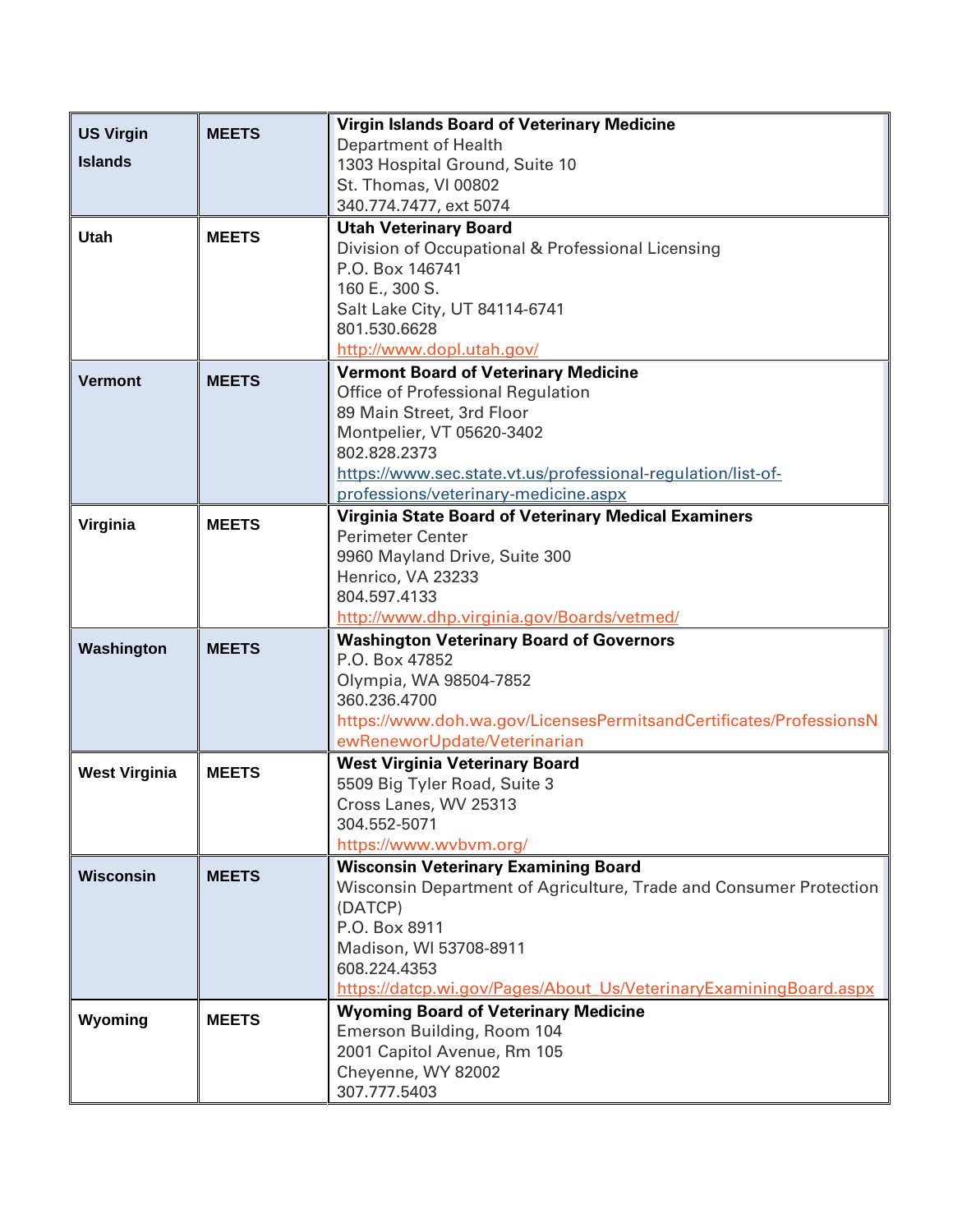| | | |
|---|---|---|
| **US Virgin Islands** | **MEETS** | **Virgin Islands Board of Veterinary Medicine**<br>Department of Health<br>1303 Hospital Ground, Suite 10<br>St. Thomas, VI 00802<br>340.774.7477, ext 5074 |
| **Utah** | **MEETS** | **Utah Veterinary Board**<br>Division of Occupational & Professional Licensing<br>P.O. Box 146741<br>160 E., 300 S.<br>Salt Lake City, UT 84114-6741<br>801.530.6628<br>http://www.dopl.utah.gov/ |
| **Vermont** | **MEETS** | **Vermont Board of Veterinary Medicine**<br>Office of Professional Regulation<br>89 Main Street, 3rd Floor<br>Montpelier, VT 05620-3402<br>802.828.2373<br>https://www.sec.state.vt.us/professional-regulation/list-of-professions/veterinary-medicine.aspx |
| **Virginia** | **MEETS** | **Virginia State Board of Veterinary Medical Examiners**<br>Perimeter Center<br>9960 Mayland Drive, Suite 300<br>Henrico, VA 23233<br>804.597.4133<br>http://www.dhp.virginia.gov/Boards/vetmed/ |
| **Washington** | **MEETS** | **Washington Veterinary Board of Governors**<br>P.O. Box 47852<br>Olympia, WA 98504-7852<br>360.236.4700<br>https://www.doh.wa.gov/LicensesPermitsandCertificates/ProfessionsNewReneworUpdate/Veterinarian |
| **West Virginia** | **MEETS** | **West Virginia Veterinary Board**<br>5509 Big Tyler Road, Suite 3<br>Cross Lanes, WV 25313<br>304.552-5071<br>https://www.wvbvm.org/ |
| **Wisconsin** | **MEETS** | **Wisconsin Veterinary Examining Board**<br>Wisconsin Department of Agriculture, Trade and Consumer Protection (DATCP)<br>P.O. Box 8911<br>Madison, WI 53708-8911<br>608.224.4353<br>https://datcp.wi.gov/Pages/About_Us/VeterinaryExaminingBoard.aspx |
| **Wyoming** | **MEETS** | **Wyoming Board of Veterinary Medicine**<br>Emerson Building, Room 104<br>2001 Capitol Avenue, Rm 105<br>Cheyenne, WY 82002<br>307.777.5403 |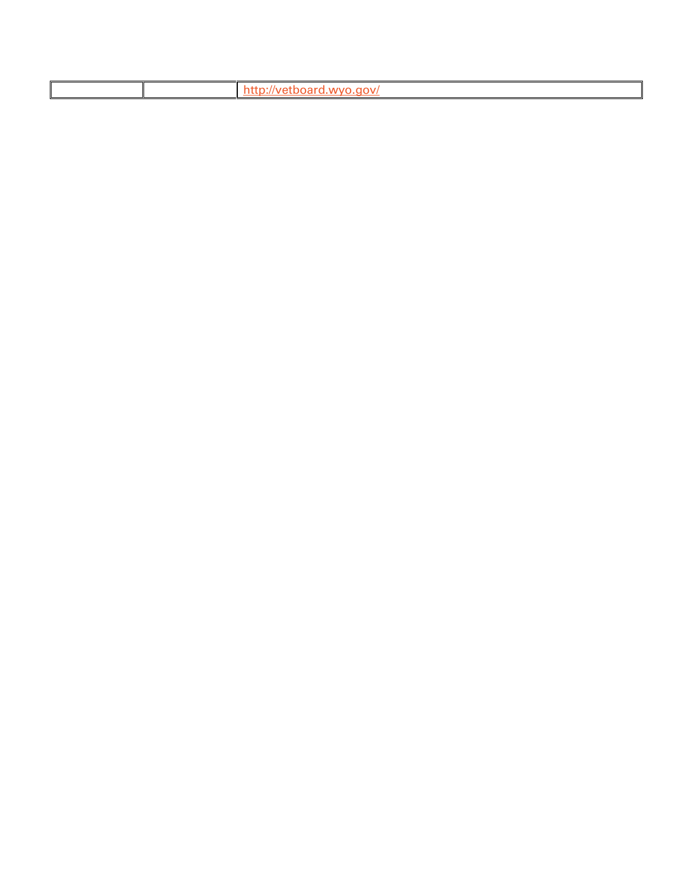| | | |
|---|---|---|
| | | http://vetboard.wyo.gov/ |